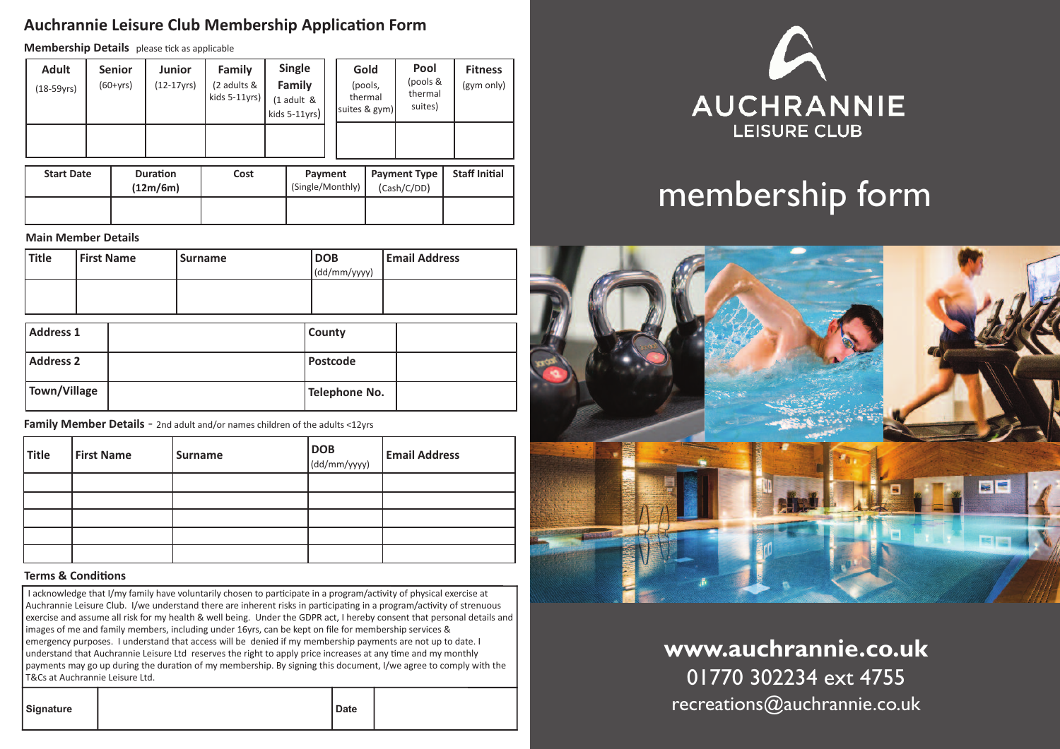# Auchrannie Leisure Club Membership Application Form

**Membership Details** please tick as applicable

| Adult (18-59yrs) | Senior (60+yrs) | Junior (12-17yrs) | Family (2 adults & kids 5-11yrs) | Single Family (1 adult & kids 5-11yrs) |
|---|---|---|---|---|
| | | | | |

| Gold (pools, thermal suites & gym) | Pool (pools & thermal suites) | Fitness (gym only) |
|---|---|---|
| | | |

| Start Date | Duration (12m/6m) | Cost | Payment (Single/Monthly) | Payment Type (Cash/C/DD) | Staff Initial |
|---|---|---|---|---|---|
| | | | | | |

**Main Member Details**

| Title | First Name | Surname | DOB (dd/mm/yyyy) | Email Address |
|---|---|---|---|---|
| | | | | |

| | | | |
|---|---|---|---|
| **Address 1** | | **County** | |
| **Address 2** | | **Postcode** | |
| **Town/Village** | | **Telephone No.** | |

**Family Member Details** - 2nd adult and/or names children of the adults <12yrs

| Title | First Name | Surname | DOB (dd/mm/yyyy) | Email Address |
|---|---|---|---|---|
| | | | | |
| | | | | |
| | | | | |
| | | | | |
| | | | | |

**Terms & Conditions**

I acknowledge that I/my family have voluntarily chosen to participate in a program/activity of physical exercise at Auchrannie Leisure Club. I/we understand there are inherent risks in participating in a program/activity of strenuous exercise and assume all risk for my health & well being. Under the GDPR act, I hereby consent that personal details and images of me and family members, including under 16yrs, can be kept on file for membership services & emergency purposes. I understand that access will be denied if my membership payments are not up to date. I understand that Auchrannie Leisure Ltd reserves the right to apply price increases at any time and my monthly payments may go up during the duration of my membership. By signing this document, I/we agree to comply with the T&Cs at Auchrannie Leisure Ltd.

| | | | |
|---|---|---|---|
| **Signature** | | **Date** | |

AUCHRANNIE
LEISURE CLUB

# membership form

**www.auchrannie.co.uk**
01770 302234 ext 4755
recreations@auchrannie.co.uk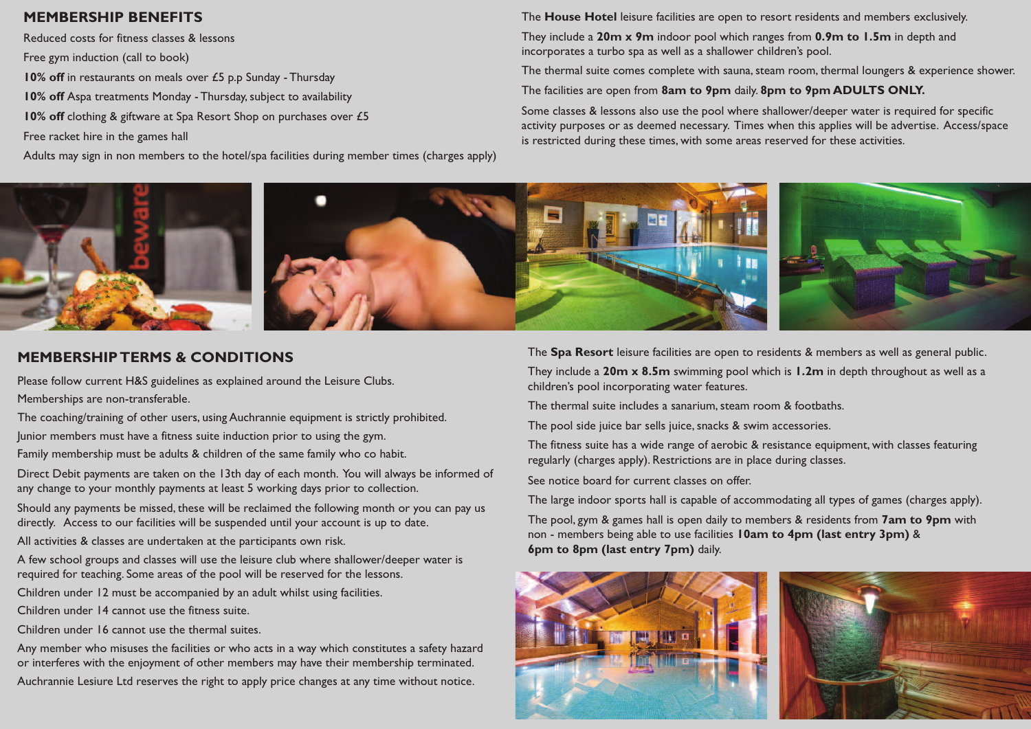## MEMBERSHIP BENEFITS

Reduced costs for fitness classes & lessons

Free gym induction (call to book)

**10% off** in restaurants on meals over £5 p.p Sunday - Thursday

**10% off** Aspa treatments Monday - Thursday, subject to availability

**10% off** clothing & giftware at Spa Resort Shop on purchases over £5

Free racket hire in the games hall

Adults may sign in non members to the hotel/spa facilities during member times (charges apply)

The **House Hotel** leisure facilities are open to resort residents and members exclusively.

They include a **20m x 9m** indoor pool which ranges from **0.9m to 1.5m** in depth and incorporates a turbo spa as well as a shallower children's pool.

The thermal suite comes complete with sauna, steam room, thermal loungers & experience shower.

The facilities are open from **8am to 9pm** daily. **8pm to 9pm ADULTS ONLY.**

Some classes & lessons also use the pool where shallower/deeper water is required for specific activity purposes or as deemed necessary. Times when this applies will be advertise. Access/space is restricted during these times, with some areas reserved for these activities.

## MEMBERSHIP TERMS & CONDITIONS

Please follow current H&S guidelines as explained around the Leisure Clubs.

Memberships are non-transferable.

The coaching/training of other users, using Auchrannie equipment is strictly prohibited.

Junior members must have a fitness suite induction prior to using the gym.

Family membership must be adults & children of the same family who co habit.

Direct Debit payments are taken on the 13th day of each month. You will always be informed of any change to your monthly payments at least 5 working days prior to collection.

Should any payments be missed, these will be reclaimed the following month or you can pay us directly. Access to our facilities will be suspended until your account is up to date.

All activities & classes are undertaken at the participants own risk.

A few school groups and classes will use the leisure club where shallower/deeper water is required for teaching. Some areas of the pool will be reserved for the lessons.

Children under 12 must be accompanied by an adult whilst using facilities.

Children under 14 cannot use the fitness suite.

Children under 16 cannot use the thermal suites.

Any member who misuses the facilities or who acts in a way which constitutes a safety hazard or interferes with the enjoyment of other members may have their membership terminated.

Auchrannie Lesiure Ltd reserves the right to apply price changes at any time without notice.

The **Spa Resort** leisure facilities are open to residents & members as well as general public.

They include a **20m x 8.5m** swimming pool which is **1.2m** in depth throughout as well as a children's pool incorporating water features.

The thermal suite includes a sanarium, steam room & footbaths.

The pool side juice bar sells juice, snacks & swim accessories.

The fitness suite has a wide range of aerobic & resistance equipment, with classes featuring regularly (charges apply). Restrictions are in place during classes.

See notice board for current classes on offer.

The large indoor sports hall is capable of accommodating all types of games (charges apply).

The pool, gym & games hall is open daily to members & residents from **7am to 9pm** with non - members being able to use facilities **10am to 4pm (last entry 3pm)** & **6pm to 8pm (last entry 7pm)** daily.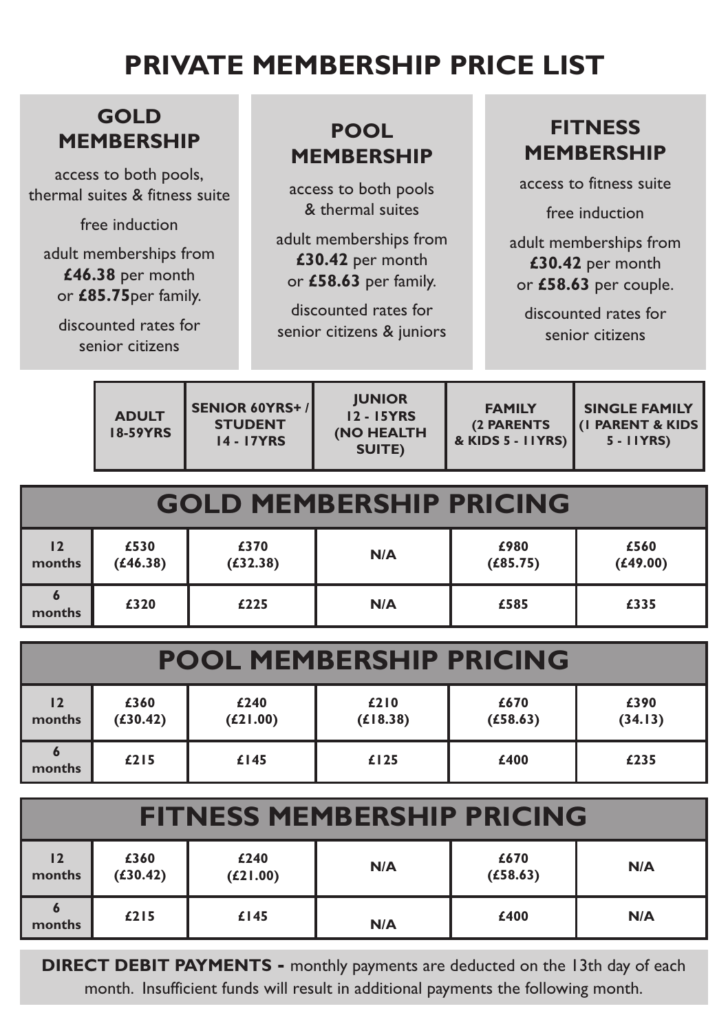# PRIVATE MEMBERSHIP PRICE LIST

## GOLD MEMBERSHIP

access to both pools, thermal suites & fitness suite

free induction

adult memberships from **£46.38** per month or **£85.75**per family.

discounted rates for senior citizens

## POOL MEMBERSHIP

access to both pools & thermal suites

adult memberships from **£30.42** per month or **£58.63** per family.

discounted rates for senior citizens & juniors

## FITNESS MEMBERSHIP

access to fitness suite

free induction

adult memberships from **£30.42** per month or **£58.63** per couple.

discounted rates for senior citizens

## GOLD MEMBERSHIP PRICING

| | ADULT 18-59YRS | SENIOR 60YRS+ / STUDENT 14 - 17YRS | JUNIOR 12 - 15YRS (NO HEALTH SUITE) | FAMILY (2 PARENTS & KIDS 5 - 11YRS) | SINGLE FAMILY (1 PARENT & KIDS 5 - 11YRS) |
|---|---|---|---|---|---|
| 12 months | £530 (£46.38) | £370 (£32.38) | N/A | £980 (£85.75) | £560 (£49.00) |
| 6 months | £320 | £225 | N/A | £585 | £335 |

## POOL MEMBERSHIP PRICING

| | ADULT 18-59YRS | SENIOR 60YRS+ / STUDENT 14 - 17YRS | JUNIOR 12 - 15YRS (NO HEALTH SUITE) | FAMILY (2 PARENTS & KIDS 5 - 11YRS) | SINGLE FAMILY (1 PARENT & KIDS 5 - 11YRS) |
|---|---|---|---|---|---|
| 12 months | £360 (£30.42) | £240 (£21.00) | £210 (£18.38) | £670 (£58.63) | £390 (34.13) |
| 6 months | £215 | £145 | £125 | £400 | £235 |

## FITNESS MEMBERSHIP PRICING

| | ADULT 18-59YRS | SENIOR 60YRS+ / STUDENT 14 - 17YRS | JUNIOR 12 - 15YRS (NO HEALTH SUITE) | FAMILY (2 PARENTS & KIDS 5 - 11YRS) | SINGLE FAMILY (1 PARENT & KIDS 5 - 11YRS) |
|---|---|---|---|---|---|
| 12 months | £360 (£30.42) | £240 (£21.00) | N/A | £670 (£58.63) | N/A |
| 6 months | £215 | £145 | N/A | £400 | N/A |

**DIRECT DEBIT PAYMENTS -** monthly payments are deducted on the 13th day of each month. Insufficient funds will result in additional payments the following month.